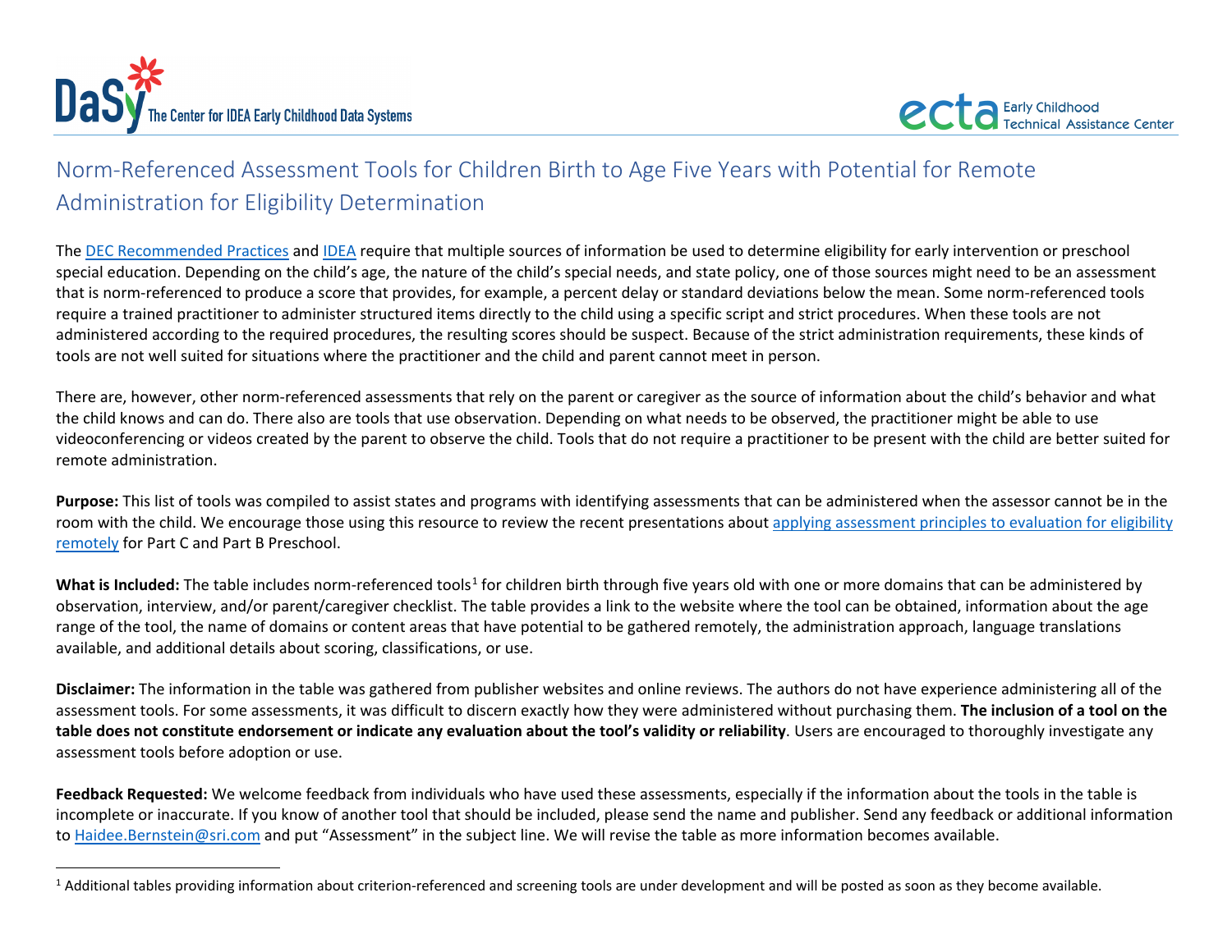# Norm-Referenced Assessment Tools for Children Birth to Age Five Years with Potential for Remote Administration for Eligibility Determination

The DEC Recommended Practices and IDEA require that multiple sources of information be used to determine eligibility for early intervention or preschool special education. Depending on the child's age, the nature of the child's special needs, and state policy, one of those sources might need to be an assessment that is norm-referenced to produce a score that provides, for example, a percent delay or standard deviations below the mean. Some norm-referenced tools require a trained practitioner to administer structured items directly to the child using a specific script and strict procedures. When these tools are not administered according to the required procedures, the resulting scores should be suspect. Because of the strict administration requirements, these kinds of tools are not well suited for situations where the practitioner and the child and parent cannot meet in person.

There are, however, other norm-referenced assessments that rely on the parent or caregiver as the source of information about the child's behavior and what the child knows and can do. There also are tools that use observation. Depending on what needs to be observed, the practitioner might be able to use videoconferencing or videos created by the parent to observe the child. Tools that do not require a practitioner to be present with the child are better suited for remote administration.

**Purpose:** This list of tools was compiled to assist states and programs with identifying assessments that can be administered when the assessor cannot be in the room with the child. We encourage those using this resource to review the recent presentations about applying assessment principles to evaluation for eligibility remotely for Part C and Part B Preschool.

**What is Included:** The table includes norm-referenced tools[1] for children birth through five years old with one or more domains that can be administered by observation, interview, and/or parent/caregiver checklist. The table provides a link to the website where the tool can be obtained, information about the age range of the tool, the name of domains or content areas that have potential to be gathered remotely, the administration approach, language translations available, and additional details about scoring, classifications, or use.

**Disclaimer:** The information in the table was gathered from publisher websites and online reviews. The authors do not have experience administering all of the assessment tools. For some assessments, it was difficult to discern exactly how they were administered without purchasing them. **The inclusion of a tool on the table does not constitute endorsement or indicate any evaluation about the tool's validity or reliability**. Users are encouraged to thoroughly investigate any assessment tools before adoption or use.

**Feedback Requested:** We welcome feedback from individuals who have used these assessments, especially if the information about the tools in the table is incomplete or inaccurate. If you know of another tool that should be included, please send the name and publisher. Send any feedback or additional information to Haidee.Bernstein@sri.com and put "Assessment" in the subject line. We will revise the table as more information becomes available.

---

[1] Additional tables providing information about criterion-referenced and screening tools are under development and will be posted as soon as they become available.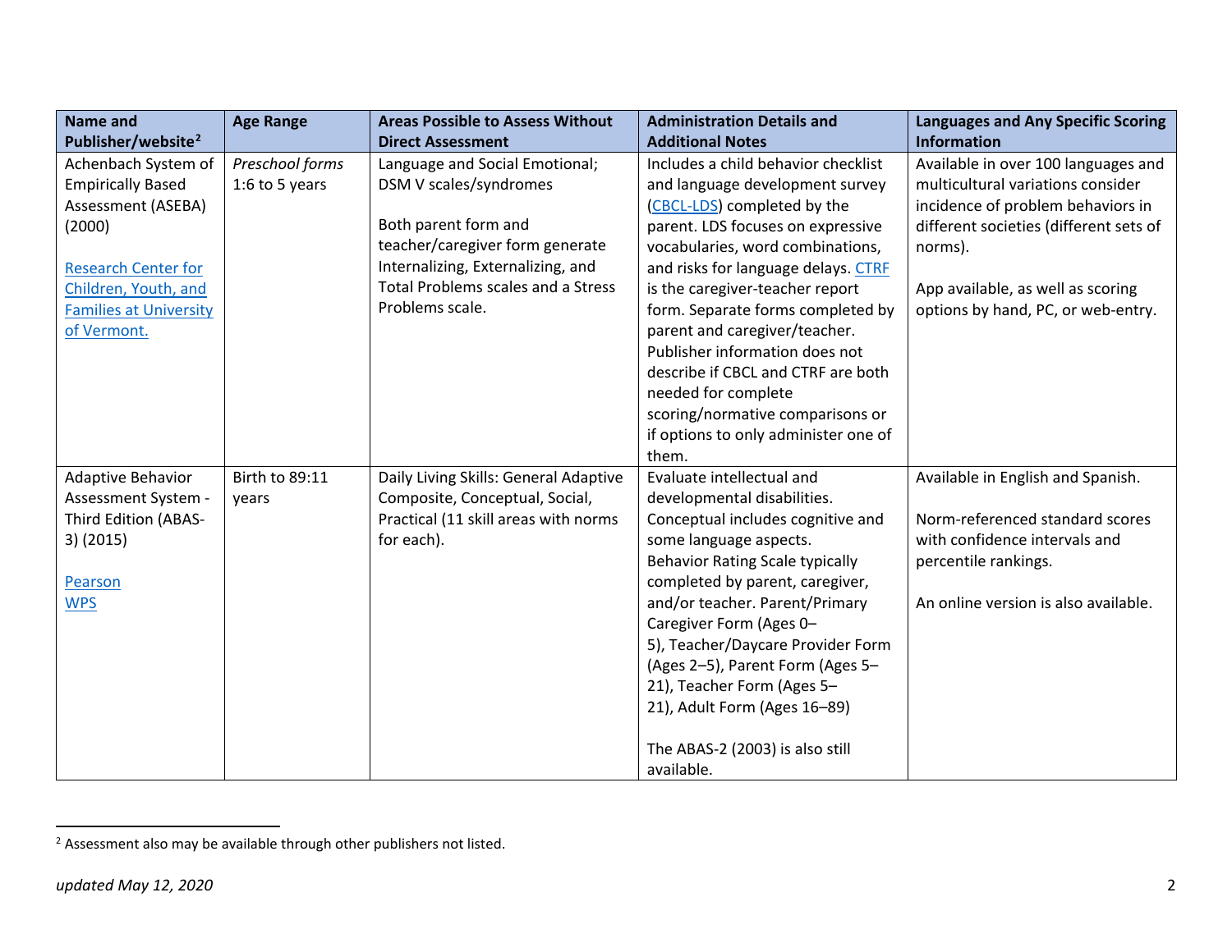| Name and Publisher/website[2] | Age Range | Areas Possible to Assess Without Direct Assessment | Administration Details and Additional Notes | Languages and Any Specific Scoring Information |
|---|---|---|---|---|
| Achenbach System of Empirically Based Assessment (ASEBA) (2000)<br><br>Research Center for Children, Youth, and Families at University of Vermont. | *Preschool forms* 1:6 to 5 years | Language and Social Emotional; DSM V scales/syndromes<br><br>Both parent form and teacher/caregiver form generate Internalizing, Externalizing, and Total Problems scales and a Stress Problems scale. | Includes a child behavior checklist and language development survey (CBCL-LDS) completed by the parent. LDS focuses on expressive vocabularies, word combinations, and risks for language delays. CTRF is the caregiver-teacher report form. Separate forms completed by parent and caregiver/teacher. Publisher information does not describe if CBCL and CTRF are both needed for complete scoring/normative comparisons or if options to only administer one of them. | Available in over 100 languages and multicultural variations consider incidence of problem behaviors in different societies (different sets of norms).<br><br>App available, as well as scoring options by hand, PC, or web-entry. |
| Adaptive Behavior Assessment System - Third Edition (ABAS-3) (2015)<br><br>Pearson<br>WPS | Birth to 89:11 years | Daily Living Skills: General Adaptive Composite, Conceptual, Social, Practical (11 skill areas with norms for each). | Evaluate intellectual and developmental disabilities. Conceptual includes cognitive and some language aspects. Behavior Rating Scale typically completed by parent, caregiver, and/or teacher. Parent/Primary Caregiver Form (Ages 0–5), Teacher/Daycare Provider Form (Ages 2–5), Parent Form (Ages 5–21), Teacher Form (Ages 5–21), Adult Form (Ages 16–89)<br><br>The ABAS-2 (2003) is also still available. | Available in English and Spanish.<br><br>Norm-referenced standard scores with confidence intervals and percentile rankings.<br><br>An online version is also available. |

[2] Assessment also may be available through other publishers not listed.

*updated May 12, 2020*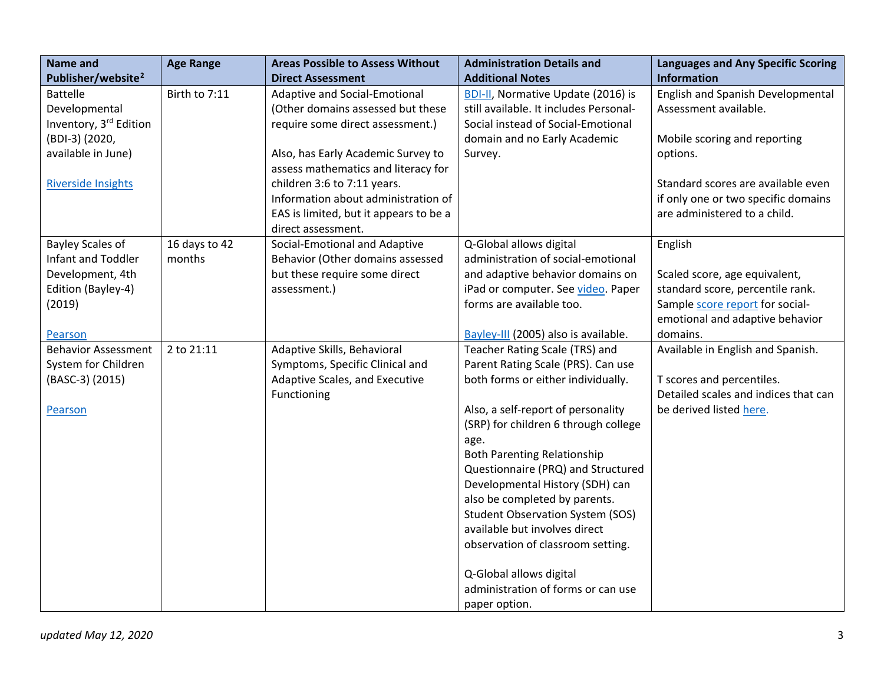| Name and Publisher/website[2] | Age Range | Areas Possible to Assess Without Direct Assessment | Administration Details and Additional Notes | Languages and Any Specific Scoring Information |
|---|---|---|---|---|
| Battelle Developmental Inventory, 3rd Edition (BDI-3) (2020, available in June)<br><br>Riverside Insights | Birth to 7:11 | Adaptive and Social-Emotional (Other domains assessed but these require some direct assessment.)<br><br>Also, has Early Academic Survey to assess mathematics and literacy for children 3:6 to 7:11 years. Information about administration of EAS is limited, but it appears to be a direct assessment. | BDI-II, Normative Update (2016) is still available. It includes Personal-Social instead of Social-Emotional domain and no Early Academic Survey. | English and Spanish Developmental Assessment available.<br><br>Mobile scoring and reporting options.<br><br>Standard scores are available even if only one or two specific domains are administered to a child. |
| Bayley Scales of Infant and Toddler Development, 4th Edition (Bayley-4) (2019)<br><br>Pearson | 16 days to 42 months | Social-Emotional and Adaptive Behavior (Other domains assessed but these require some direct assessment.) | Q-Global allows digital administration of social-emotional and adaptive behavior domains on iPad or computer. See video. Paper forms are available too.<br><br>Bayley-III (2005) also is available. | English<br><br>Scaled score, age equivalent, standard score, percentile rank. Sample score report for social-emotional and adaptive behavior domains. |
| Behavior Assessment System for Children (BASC-3) (2015)<br><br>Pearson | 2 to 21:11 | Adaptive Skills, Behavioral Symptoms, Specific Clinical and Adaptive Scales, and Executive Functioning | Teacher Rating Scale (TRS) and Parent Rating Scale (PRS). Can use both forms or either individually.<br><br>Also, a self-report of personality (SRP) for children 6 through college age.<br>Both Parenting Relationship Questionnaire (PRQ) and Structured Developmental History (SDH) can also be completed by parents.<br>Student Observation System (SOS) available but involves direct observation of classroom setting.<br><br>Q-Global allows digital administration of forms or can use paper option. | Available in English and Spanish.<br><br>T scores and percentiles.<br>Detailed scales and indices that can be derived listed here. |

*updated May 12, 2020*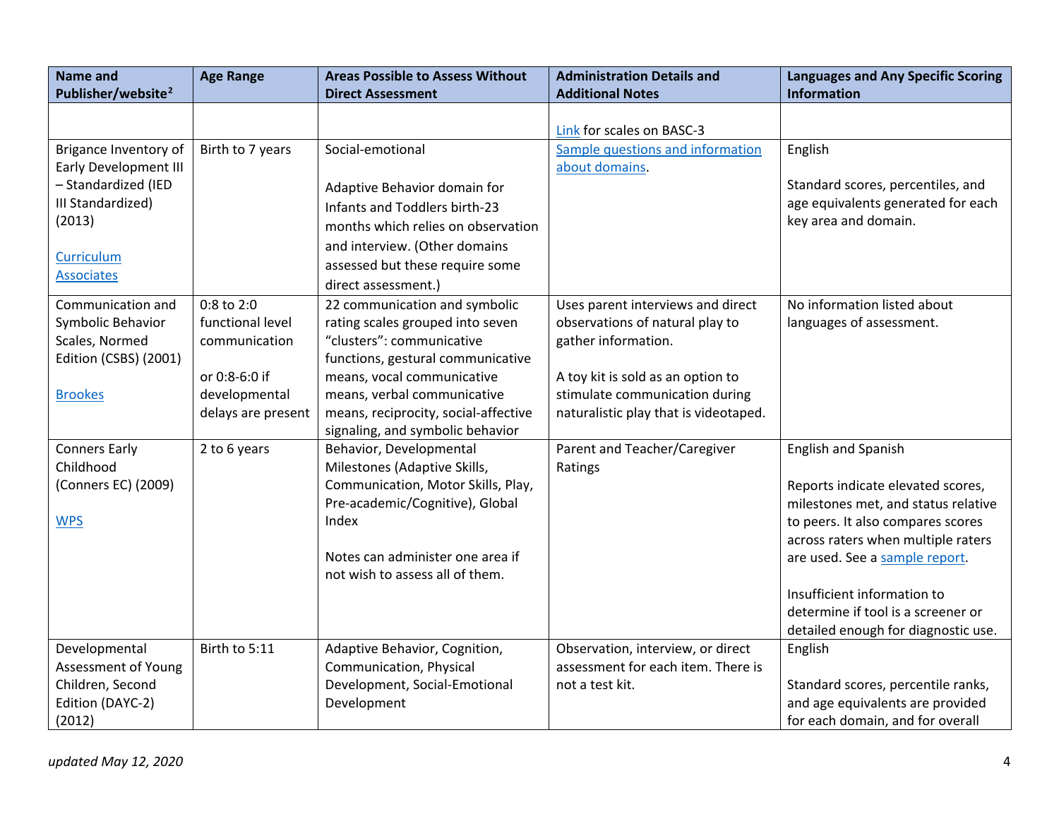| Name and Publisher/website[2] | Age Range | Areas Possible to Assess Without Direct Assessment | Administration Details and Additional Notes | Languages and Any Specific Scoring Information |
| --- | --- | --- | --- | --- |
| | | | Link for scales on BASC-3 | |
| Brigance Inventory of Early Development III – Standardized (IED III Standardized) (2013)<br><br>Curriculum Associates | Birth to 7 years | Social-emotional<br><br>Adaptive Behavior domain for Infants and Toddlers birth-23 months which relies on observation and interview. (Other domains assessed but these require some direct assessment.) | Sample questions and information about domains. | English<br><br>Standard scores, percentiles, and age equivalents generated for each key area and domain. |
| Communication and Symbolic Behavior Scales, Normed Edition (CSBS) (2001)<br><br>Brookes | 0:8 to 2:0 functional level communication<br><br>or 0:8-6:0 if developmental delays are present | 22 communication and symbolic rating scales grouped into seven "clusters": communicative functions, gestural communicative means, vocal communicative means, verbal communicative means, reciprocity, social-affective signaling, and symbolic behavior | Uses parent interviews and direct observations of natural play to gather information.<br><br>A toy kit is sold as an option to stimulate communication during naturalistic play that is videotaped. | No information listed about languages of assessment. |
| Conners Early Childhood (Conners EC) (2009)<br><br>WPS | 2 to 6 years | Behavior, Developmental Milestones (Adaptive Skills, Communication, Motor Skills, Play, Pre-academic/Cognitive), Global Index<br><br>Notes can administer one area if not wish to assess all of them. | Parent and Teacher/Caregiver Ratings | English and Spanish<br><br>Reports indicate elevated scores, milestones met, and status relative to peers. It also compares scores across raters when multiple raters are used. See a sample report.<br><br>Insufficient information to determine if tool is a screener or detailed enough for diagnostic use. |
| Developmental Assessment of Young Children, Second Edition (DAYC-2) (2012) | Birth to 5:11 | Adaptive Behavior, Cognition, Communication, Physical Development, Social-Emotional Development | Observation, interview, or direct assessment for each item. There is not a test kit. | English<br><br>Standard scores, percentile ranks, and age equivalents are provided for each domain, and for overall |

*updated May 12, 2020*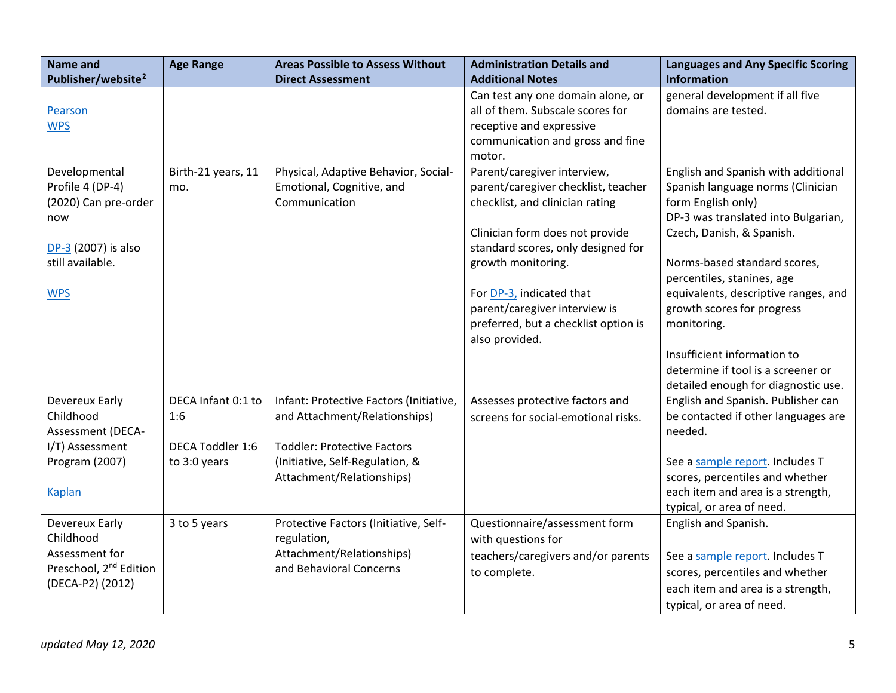| Name and Publisher/website[2] | Age Range | Areas Possible to Assess Without Direct Assessment | Administration Details and Additional Notes | Languages and Any Specific Scoring Information |
|---|---|---|---|---|
| Pearson<br>WPS | | | Can test any one domain alone, or all of them. Subscale scores for receptive and expressive communication and gross and fine motor. | general development if all five domains are tested. |
| Developmental Profile 4 (DP-4) (2020) Can pre-order now<br><br>DP-3 (2007) is also still available.<br><br>WPS | Birth-21 years, 11 mo. | Physical, Adaptive Behavior, Social-Emotional, Cognitive, and Communication | Parent/caregiver interview, parent/caregiver checklist, teacher checklist, and clinician rating<br><br>Clinician form does not provide standard scores, only designed for growth monitoring.<br><br>For DP-3, indicated that parent/caregiver interview is preferred, but a checklist option is also provided. | English and Spanish with additional Spanish language norms (Clinician form English only)<br>DP-3 was translated into Bulgarian, Czech, Danish, & Spanish.<br><br>Norms-based standard scores, percentiles, stanines, age equivalents, descriptive ranges, and growth scores for progress monitoring.<br><br>Insufficient information to determine if tool is a screener or detailed enough for diagnostic use. |
| Devereux Early Childhood Assessment (DECA-I/T) Assessment Program (2007)<br><br>Kaplan | DECA Infant 0:1 to 1:6<br><br>DECA Toddler 1:6 to 3:0 years | Infant: Protective Factors (Initiative, and Attachment/Relationships)<br><br>Toddler: Protective Factors (Initiative, Self-Regulation, & Attachment/Relationships) | Assesses protective factors and screens for social-emotional risks. | English and Spanish. Publisher can be contacted if other languages are needed.<br><br>See a sample report. Includes T scores, percentiles and whether each item and area is a strength, typical, or area of need. |
| Devereux Early Childhood Assessment for Preschool, 2nd Edition (DECA-P2) (2012) | 3 to 5 years | Protective Factors (Initiative, Self-regulation, Attachment/Relationships) and Behavioral Concerns | Questionnaire/assessment form with questions for teachers/caregivers and/or parents to complete. | English and Spanish.<br><br>See a sample report. Includes T scores, percentiles and whether each item and area is a strength, typical, or area of need. |

*updated May 12, 2020*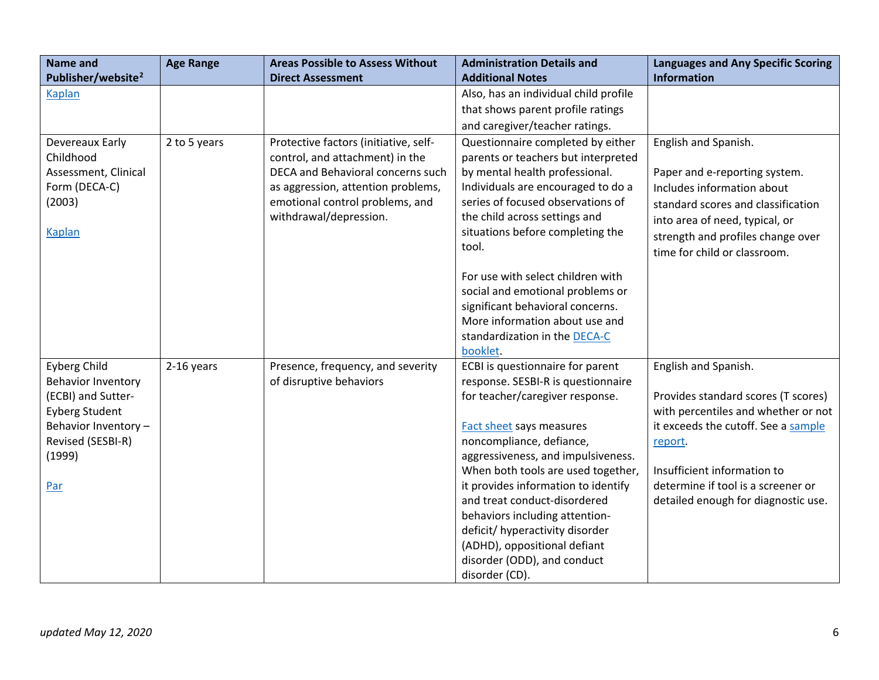| Name and Publisher/website[2] | Age Range | Areas Possible to Assess Without Direct Assessment | Administration Details and Additional Notes | Languages and Any Specific Scoring Information |
|---|---|---|---|---|
| Kaplan | | | Also, has an individual child profile that shows parent profile ratings and caregiver/teacher ratings. | |
| Devereaux Early Childhood Assessment, Clinical Form (DECA-C) (2003)<br><br>Kaplan | 2 to 5 years | Protective factors (initiative, self-control, and attachment) in the DECA and Behavioral concerns such as aggression, attention problems, emotional control problems, and withdrawal/depression. | Questionnaire completed by either parents or teachers but interpreted by mental health professional. Individuals are encouraged to do a series of focused observations of the child across settings and situations before completing the tool.<br><br>For use with select children with social and emotional problems or significant behavioral concerns. More information about use and standardization in the DECA-C booklet. | English and Spanish.<br><br>Paper and e-reporting system. Includes information about standard scores and classification into area of need, typical, or strength and profiles change over time for child or classroom. |
| Eyberg Child Behavior Inventory (ECBI) and Sutter-Eyberg Student Behavior Inventory – Revised (SESBI-R) (1999)<br><br>Par | 2-16 years | Presence, frequency, and severity of disruptive behaviors | ECBI is questionnaire for parent response. SESBI-R is questionnaire for teacher/caregiver response.<br><br>Fact sheet says measures noncompliance, defiance, aggressiveness, and impulsiveness. When both tools are used together, it provides information to identify and treat conduct-disordered behaviors including attention-deficit/ hyperactivity disorder (ADHD), oppositional defiant disorder (ODD), and conduct disorder (CD). | English and Spanish.<br><br>Provides standard scores (T scores) with percentiles and whether or not it exceeds the cutoff. See a sample report.<br><br>Insufficient information to determine if tool is a screener or detailed enough for diagnostic use. |

*updated May 12, 2020*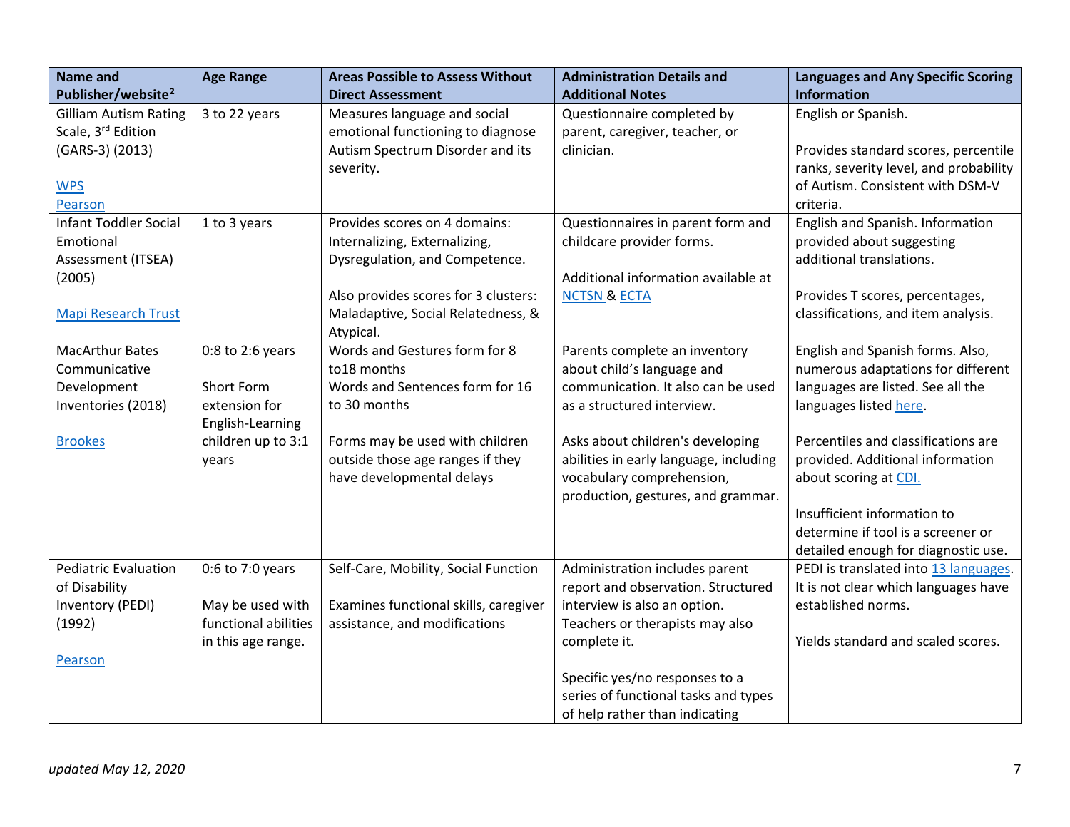| Name and Publisher/website[2] | Age Range | Areas Possible to Assess Without Direct Assessment | Administration Details and Additional Notes | Languages and Any Specific Scoring Information |
|---|---|---|---|---|
| Gilliam Autism Rating Scale, 3rd Edition (GARS-3) (2013)<br><br>WPS<br>Pearson | 3 to 22 years | Measures language and social emotional functioning to diagnose Autism Spectrum Disorder and its severity. | Questionnaire completed by parent, caregiver, teacher, or clinician. | English or Spanish.<br><br>Provides standard scores, percentile ranks, severity level, and probability of Autism. Consistent with DSM-V criteria. |
| Infant Toddler Social Emotional Assessment (ITSEA) (2005)<br><br>Mapi Research Trust | 1 to 3 years | Provides scores on 4 domains: Internalizing, Externalizing, Dysregulation, and Competence.<br><br>Also provides scores for 3 clusters: Maladaptive, Social Relatedness, & Atypical. | Questionnaires in parent form and childcare provider forms.<br><br>Additional information available at NCTSN & ECTA | English and Spanish. Information provided about suggesting additional translations.<br><br>Provides T scores, percentages, classifications, and item analysis. |
| MacArthur Bates Communicative Development Inventories (2018)<br><br>Brookes | 0:8 to 2:6 years<br><br>Short Form extension for English-Learning children up to 3:1 years | Words and Gestures form for 8 to18 months<br>Words and Sentences form for 16 to 30 months<br><br>Forms may be used with children outside those age ranges if they have developmental delays | Parents complete an inventory about child's language and communication. It also can be used as a structured interview.<br><br>Asks about children's developing abilities in early language, including vocabulary comprehension, production, gestures, and grammar. | English and Spanish forms. Also, numerous adaptations for different languages are listed. See all the languages listed here.<br><br>Percentiles and classifications are provided. Additional information about scoring at CDI.<br><br>Insufficient information to determine if tool is a screener or detailed enough for diagnostic use. |
| Pediatric Evaluation of Disability Inventory (PEDI) (1992)<br><br>Pearson | 0:6 to 7:0 years<br><br>May be used with functional abilities in this age range. | Self-Care, Mobility, Social Function<br><br>Examines functional skills, caregiver assistance, and modifications | Administration includes parent report and observation. Structured interview is also an option. Teachers or therapists may also complete it.<br><br>Specific yes/no responses to a series of functional tasks and types of help rather than indicating | PEDI is translated into 13 languages. It is not clear which languages have established norms.<br><br>Yields standard and scaled scores. |

*updated May 12, 2020*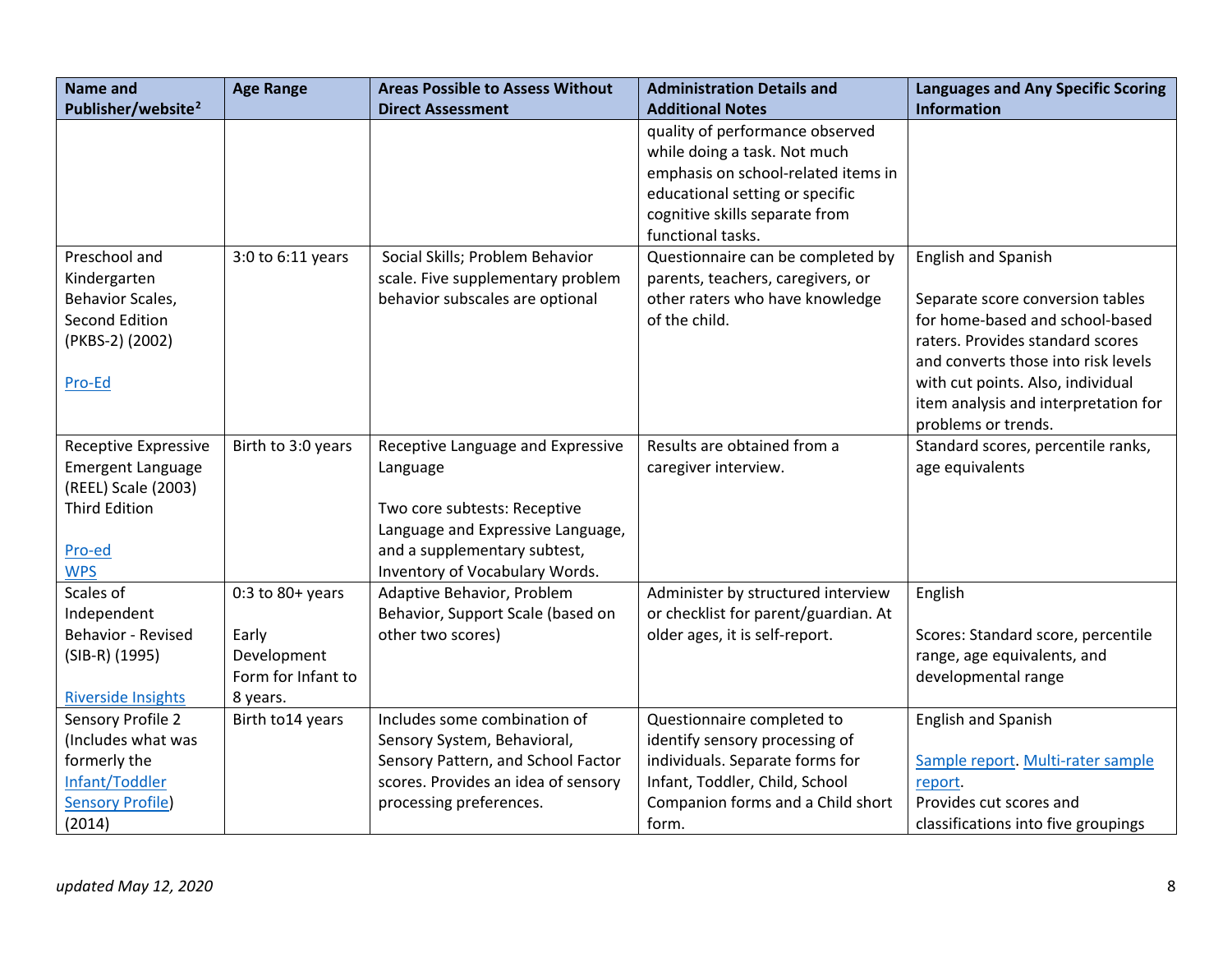| Name and Publisher/website[2] | Age Range | Areas Possible to Assess Without Direct Assessment | Administration Details and Additional Notes | Languages and Any Specific Scoring Information |
|---|---|---|---|---|
| | | | quality of performance observed while doing a task. Not much emphasis on school-related items in educational setting or specific cognitive skills separate from functional tasks. | |
| Preschool and Kindergarten Behavior Scales, Second Edition (PKBS-2) (2002)<br><br>Pro-Ed | 3:0 to 6:11 years | Social Skills; Problem Behavior scale. Five supplementary problem behavior subscales are optional | Questionnaire can be completed by parents, teachers, caregivers, or other raters who have knowledge of the child. | English and Spanish<br><br>Separate score conversion tables for home-based and school-based raters. Provides standard scores and converts those into risk levels with cut points. Also, individual item analysis and interpretation for problems or trends. |
| Receptive Expressive Emergent Language (REEL) Scale (2003) Third Edition<br><br>Pro-ed<br>WPS | Birth to 3:0 years | Receptive Language and Expressive Language<br><br>Two core subtests: Receptive Language and Expressive Language, and a supplementary subtest, Inventory of Vocabulary Words. | Results are obtained from a caregiver interview. | Standard scores, percentile ranks, age equivalents |
| Scales of Independent Behavior - Revised (SIB-R) (1995)<br><br>Riverside Insights | 0:3 to 80+ years<br><br>Early Development Form for Infant to 8 years. | Adaptive Behavior, Problem Behavior, Support Scale (based on other two scores) | Administer by structured interview or checklist for parent/guardian. At older ages, it is self-report. | English<br><br>Scores: Standard score, percentile range, age equivalents, and developmental range |
| Sensory Profile 2 (Includes what was formerly the Infant/Toddler Sensory Profile) (2014) | Birth to14 years | Includes some combination of Sensory System, Behavioral, Sensory Pattern, and School Factor scores. Provides an idea of sensory processing preferences. | Questionnaire completed to identify sensory processing of individuals. Separate forms for Infant, Toddler, Child, School Companion forms and a Child short form. | English and Spanish<br><br>Sample report. Multi-rater sample report.<br>Provides cut scores and classifications into five groupings |

*updated May 12, 2020*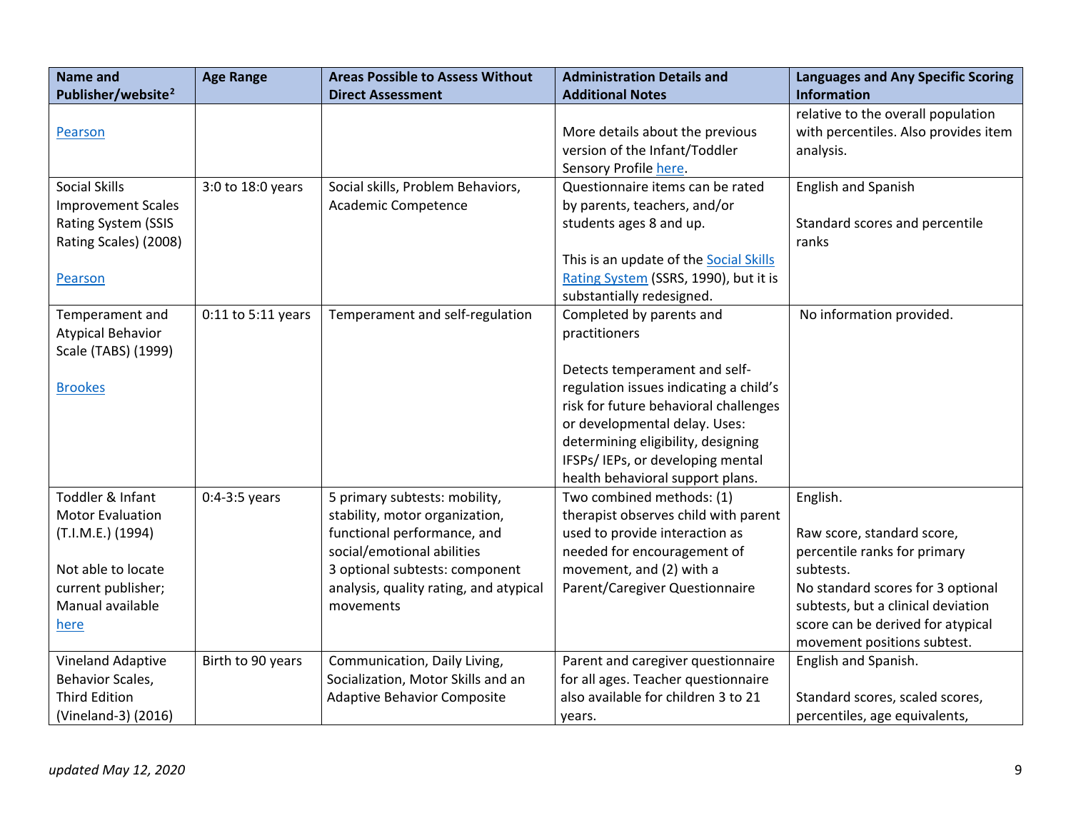| Name and Publisher/website[2] | Age Range | Areas Possible to Assess Without Direct Assessment | Administration Details and Additional Notes | Languages and Any Specific Scoring Information |
|---|---|---|---|---|
| Pearson | | | More details about the previous version of the Infant/Toddler Sensory Profile here. | relative to the overall population with percentiles. Also provides item analysis. |
| Social Skills Improvement Scales Rating System (SSIS Rating Scales) (2008)<br><br>Pearson | 3:0 to 18:0 years | Social skills, Problem Behaviors, Academic Competence | Questionnaire items can be rated by parents, teachers, and/or students ages 8 and up.<br><br>This is an update of the Social Skills Rating System (SSRS, 1990), but it is substantially redesigned. | English and Spanish<br><br>Standard scores and percentile ranks |
| Temperament and Atypical Behavior Scale (TABS) (1999)<br><br>Brookes | 0:11 to 5:11 years | Temperament and self-regulation | Completed by parents and practitioners<br><br>Detects temperament and self-regulation issues indicating a child's risk for future behavioral challenges or developmental delay. Uses: determining eligibility, designing IFSPs/ IEPs, or developing mental health behavioral support plans. | No information provided. |
| Toddler & Infant Motor Evaluation (T.I.M.E.) (1994)<br><br>Not able to locate current publisher; Manual available here | 0:4-3:5 years | 5 primary subtests: mobility, stability, motor organization, functional performance, and social/emotional abilities<br>3 optional subtests: component analysis, quality rating, and atypical movements | Two combined methods: (1) therapist observes child with parent used to provide interaction as needed for encouragement of movement, and (2) with a Parent/Caregiver Questionnaire | English.<br><br>Raw score, standard score, percentile ranks for primary subtests.<br>No standard scores for 3 optional subtests, but a clinical deviation score can be derived for atypical movement positions subtest. |
| Vineland Adaptive Behavior Scales, Third Edition (Vineland-3) (2016) | Birth to 90 years | Communication, Daily Living, Socialization, Motor Skills and an Adaptive Behavior Composite | Parent and caregiver questionnaire for all ages. Teacher questionnaire also available for children 3 to 21 years. | English and Spanish.<br><br>Standard scores, scaled scores, percentiles, age equivalents, |

*updated May 12, 2020*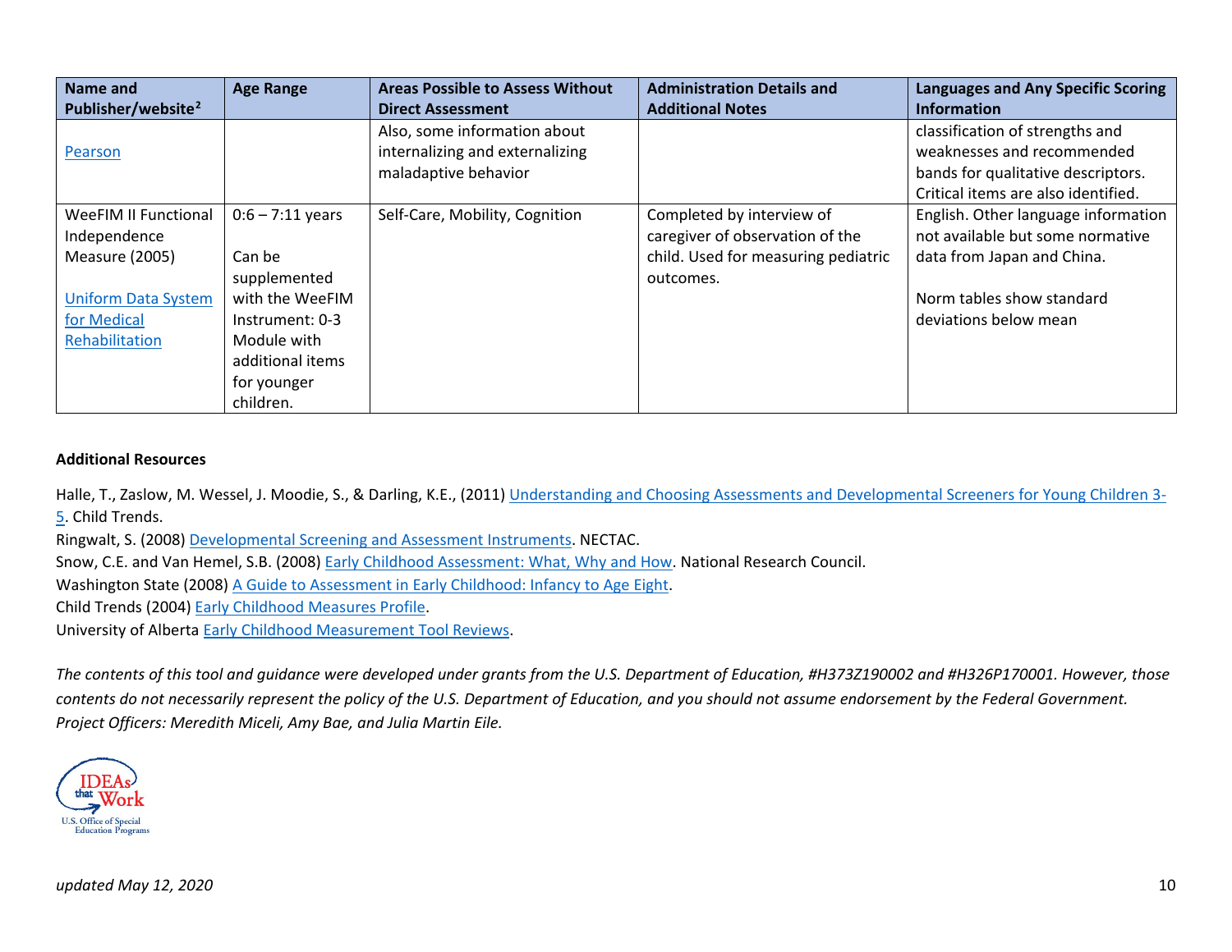| Name and Publisher/website[2] | Age Range | Areas Possible to Assess Without Direct Assessment | Administration Details and Additional Notes | Languages and Any Specific Scoring Information |
|---|---|---|---|---|
| Pearson | | Also, some information about internalizing and externalizing maladaptive behavior | | classification of strengths and weaknesses and recommended bands for qualitative descriptors. Critical items are also identified. |
| WeeFIM II Functional Independence Measure (2005) <br><br> Uniform Data System for Medical Rehabilitation | 0:6 – 7:11 years <br><br> Can be supplemented with the WeeFIM Instrument: 0-3 Module with additional items for younger children. | Self-Care, Mobility, Cognition | Completed by interview of caregiver of observation of the child. Used for measuring pediatric outcomes. | English. Other language information not available but some normative data from Japan and China. <br><br> Norm tables show standard deviations below mean |

**Additional Resources**

Halle, T., Zaslow, M. Wessel, J. Moodie, S., & Darling, K.E., (2011) Understanding and Choosing Assessments and Developmental Screeners for Young Children 3-5. Child Trends.
Ringwalt, S. (2008) Developmental Screening and Assessment Instruments. NECTAC.
Snow, C.E. and Van Hemel, S.B. (2008) Early Childhood Assessment: What, Why and How. National Research Council.
Washington State (2008) A Guide to Assessment in Early Childhood: Infancy to Age Eight.
Child Trends (2004) Early Childhood Measures Profile.
University of Alberta Early Childhood Measurement Tool Reviews.

*The contents of this tool and guidance were developed under grants from the U.S. Department of Education, #H373Z190002 and #H326P170001. However, those contents do not necessarily represent the policy of the U.S. Department of Education, and you should not assume endorsement by the Federal Government. Project Officers: Meredith Miceli, Amy Bae, and Julia Martin Eile.*

IDEAs that Work
U.S. Office of Special Education Programs

*updated May 12, 2020*